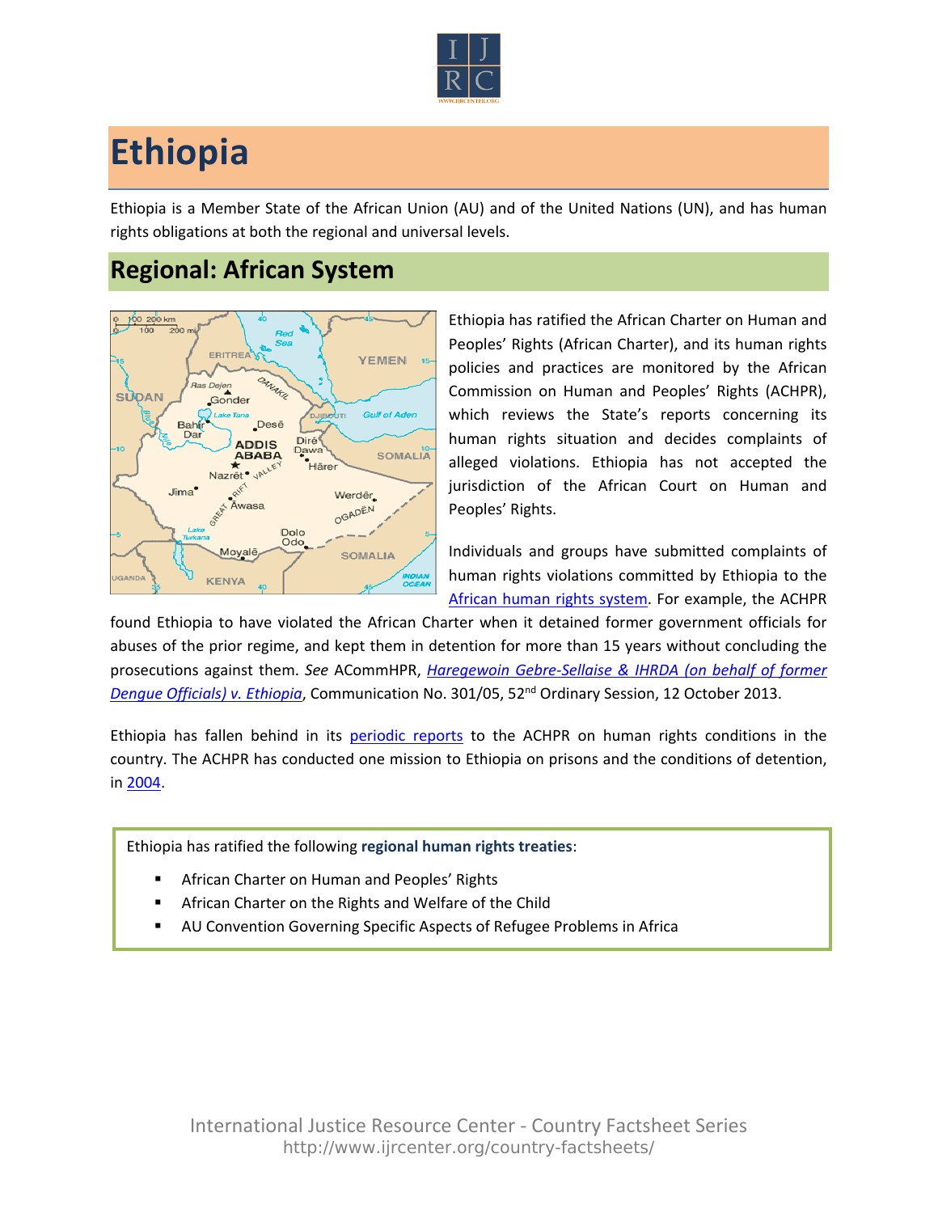# Ethiopia

Ethiopia is a Member State of the African Union (AU) and of the United Nations (UN), and has human rights obligations at both the regional and universal levels.

## Regional: African System

Ethiopia has ratified the African Charter on Human and Peoples' Rights (African Charter), and its human rights policies and practices are monitored by the African Commission on Human and Peoples' Rights (ACHPR), which reviews the State's reports concerning its human rights situation and decides complaints of alleged violations. Ethiopia has not accepted the jurisdiction of the African Court on Human and Peoples' Rights.

Individuals and groups have submitted complaints of human rights violations committed by Ethiopia to the African human rights system. For example, the ACHPR found Ethiopia to have violated the African Charter when it detained former government officials for abuses of the prior regime, and kept them in detention for more than 15 years without concluding the prosecutions against them. *See* ACommHPR, *Haregewoin Gebre-Sellaise & IHRDA (on behalf of former Dengue Officials) v. Ethiopia*, Communication No. 301/05, 52nd Ordinary Session, 12 October 2013.

Ethiopia has fallen behind in its periodic reports to the ACHPR on human rights conditions in the country. The ACHPR has conducted one mission to Ethiopia on prisons and the conditions of detention, in 2004.

Ethiopia has ratified the following **regional human rights treaties**:

- African Charter on Human and Peoples' Rights
- African Charter on the Rights and Welfare of the Child
- AU Convention Governing Specific Aspects of Refugee Problems in Africa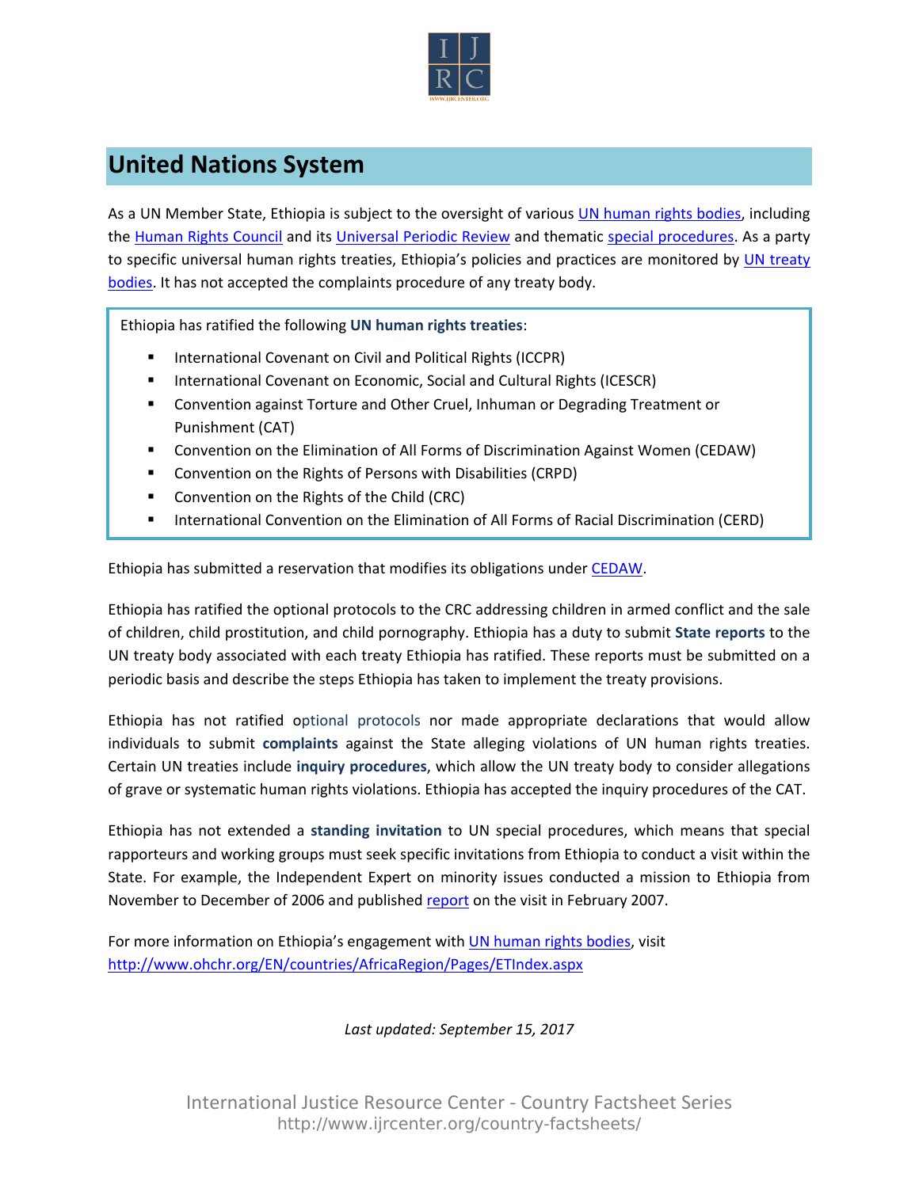## United Nations System

As a UN Member State, Ethiopia is subject to the oversight of various UN human rights bodies, including the Human Rights Council and its Universal Periodic Review and thematic special procedures. As a party to specific universal human rights treaties, Ethiopia's policies and practices are monitored by UN treaty bodies. It has not accepted the complaints procedure of any treaty body.

Ethiopia has ratified the following **UN human rights treaties**:

- International Covenant on Civil and Political Rights (ICCPR)
- International Covenant on Economic, Social and Cultural Rights (ICESCR)
- Convention against Torture and Other Cruel, Inhuman or Degrading Treatment or Punishment (CAT)
- Convention on the Elimination of All Forms of Discrimination Against Women (CEDAW)
- Convention on the Rights of Persons with Disabilities (CRPD)
- Convention on the Rights of the Child (CRC)
- International Convention on the Elimination of All Forms of Racial Discrimination (CERD)

Ethiopia has submitted a reservation that modifies its obligations under CEDAW.

Ethiopia has ratified the optional protocols to the CRC addressing children in armed conflict and the sale of children, child prostitution, and child pornography. Ethiopia has a duty to submit **State reports** to the UN treaty body associated with each treaty Ethiopia has ratified. These reports must be submitted on a periodic basis and describe the steps Ethiopia has taken to implement the treaty provisions.

Ethiopia has not ratified optional protocols nor made appropriate declarations that would allow individuals to submit **complaints** against the State alleging violations of UN human rights treaties. Certain UN treaties include **inquiry procedures**, which allow the UN treaty body to consider allegations of grave or systematic human rights violations. Ethiopia has accepted the inquiry procedures of the CAT.

Ethiopia has not extended a **standing invitation** to UN special procedures, which means that special rapporteurs and working groups must seek specific invitations from Ethiopia to conduct a visit within the State. For example, the Independent Expert on minority issues conducted a mission to Ethiopia from November to December of 2006 and published report on the visit in February 2007.

For more information on Ethiopia's engagement with UN human rights bodies, visit
http://www.ohchr.org/EN/countries/AfricaRegion/Pages/ETIndex.aspx

*Last updated: September 15, 2017*